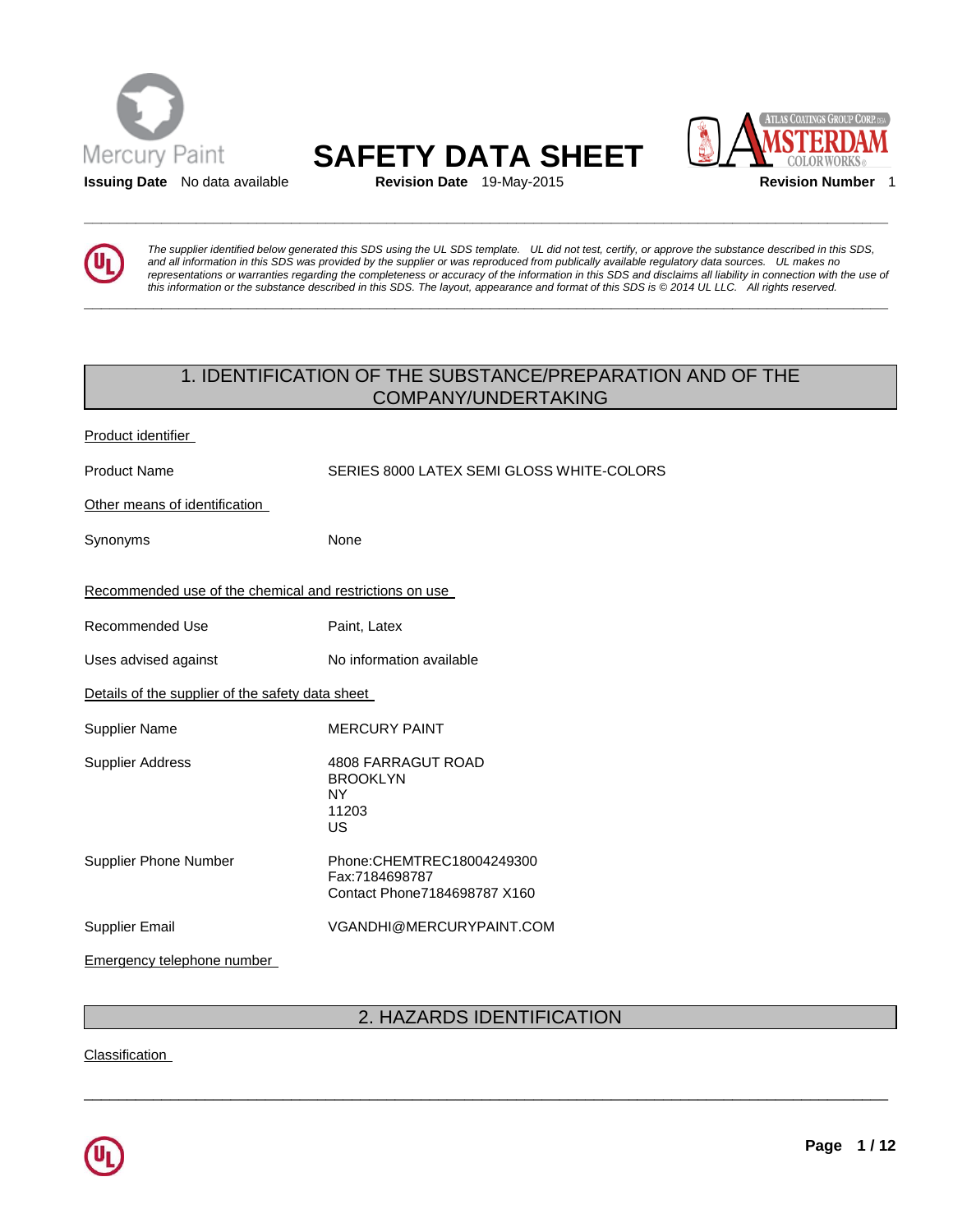# SAFETY DATA SHEET

**Issuing Date** No data available **Revision Date** 19-May-2015 **Revision Number** 1

*The supplier identified below generated this SDS using the UL SDS template. UL did not test, certify, or approve the substance described in this SDS, and all information in this SDS was provided by the supplier or was reproduced from publically available regulatory data sources. UL makes no representations or warranties regarding the completeness or accuracy of the information in this SDS and disclaims all liability in connection with the use of this information or the substance described in this SDS. The layout, appearance and format of this SDS is © 2014 UL LLC. All rights reserved.*

## 1. IDENTIFICATION OF THE SUBSTANCE/PREPARATION AND OF THE COMPANY/UNDERTAKING

Product identifier

| | |
|---|---|
| Product Name | SERIES 8000 LATEX SEMI GLOSS WHITE-COLORS |

Other means of identification

| | |
|---|---|
| Synonyms | None |

Recommended use of the chemical and restrictions on use

| | |
|---|---|
| Recommended Use | Paint, Latex |
| Uses advised against | No information available |

Details of the supplier of the safety data sheet

| | |
|---|---|
| Supplier Name | MERCURY PAINT |
| Supplier Address | 4808 FARRAGUT ROAD<br>BROOKLYN<br>NY<br>11203<br>US |
| Supplier Phone Number | Phone:CHEMTREC18004249300<br>Fax:7184698787<br>Contact Phone7184698787 X160 |
| Supplier Email | VGANDHI@MERCURYPAINT.COM |

Emergency telephone number

## 2. HAZARDS IDENTIFICATION

Classification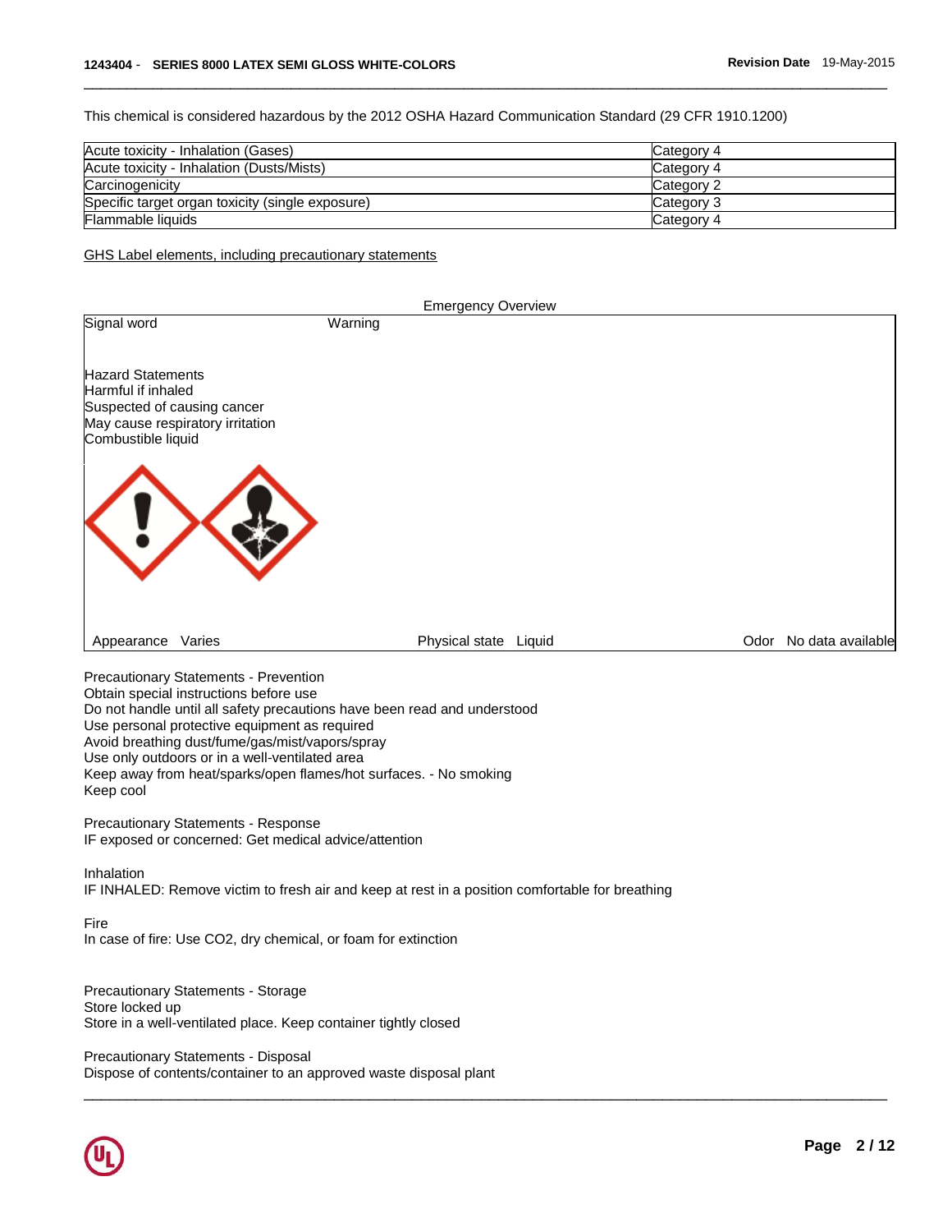This chemical is considered hazardous by the 2012 OSHA Hazard Communication Standard (29 CFR 1910.1200)

| Hazard | Category |
|---|---|
| Acute toxicity - Inhalation (Gases) | Category 4 |
| Acute toxicity - Inhalation (Dusts/Mists) | Category 4 |
| Carcinogenicity | Category 2 |
| Specific target organ toxicity (single exposure) | Category 3 |
| Flammable liquids | Category 4 |

GHS Label elements, including precautionary statements

Emergency Overview

Signal word Warning

Hazard Statements
Harmful if inhaled
Suspected of causing cancer
May cause respiratory irritation
Combustible liquid

Appearance Varies

Physical state Liquid

Odor No data available

Precautionary Statements - Prevention
Obtain special instructions before use
Do not handle until all safety precautions have been read and understood
Use personal protective equipment as required
Avoid breathing dust/fume/gas/mist/vapors/spray
Use only outdoors or in a well-ventilated area
Keep away from heat/sparks/open flames/hot surfaces. - No smoking
Keep cool

Precautionary Statements - Response
IF exposed or concerned: Get medical advice/attention

Inhalation
IF INHALED: Remove victim to fresh air and keep at rest in a position comfortable for breathing

Fire
In case of fire: Use $CO_2$, dry chemical, or foam for extinction

Precautionary Statements - Storage
Store locked up
Store in a well-ventilated place. Keep container tightly closed

Precautionary Statements - Disposal
Dispose of contents/container to an approved waste disposal plant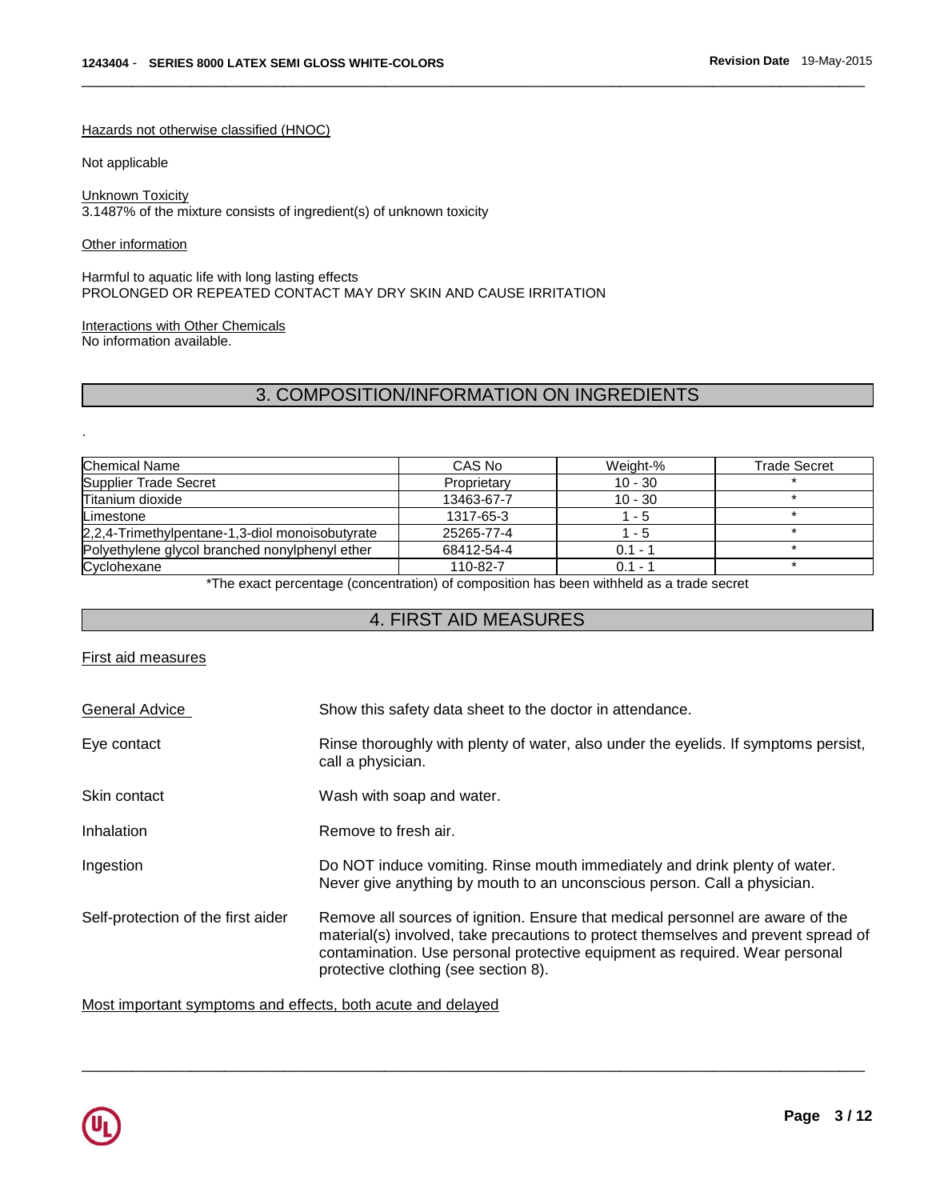Hazards not otherwise classified (HNOC)

Not applicable

Unknown Toxicity
3.1487% of the mixture consists of ingredient(s) of unknown toxicity

Other information

Harmful to aquatic life with long lasting effects
PROLONGED OR REPEATED CONTACT MAY DRY SKIN AND CAUSE IRRITATION

Interactions with Other Chemicals
No information available.

## 3. COMPOSITION/INFORMATION ON INGREDIENTS

.

| Chemical Name | CAS No | Weight-% | Trade Secret |
|---|---|---|---|
| Supplier Trade Secret | Proprietary | 10 - 30 | * |
| Titanium dioxide | 13463-67-7 | 10 - 30 | * |
| Limestone | 1317-65-3 | 1 - 5 | * |
| 2,2,4-Trimethylpentane-1,3-diol monoisobutyrate | 25265-77-4 | 1 - 5 | * |
| Polyethylene glycol branched nonylphenyl ether | 68412-54-4 | 0.1 - 1 | * |
| Cyclohexane | 110-82-7 | 0.1 - 1 | * |

*The exact percentage (concentration) of composition has been withheld as a trade secret

## 4. FIRST AID MEASURES

First aid measures

General Advice: Show this safety data sheet to the doctor in attendance.

Eye contact: Rinse thoroughly with plenty of water, also under the eyelids. If symptoms persist, call a physician.

Skin contact: Wash with soap and water.

Inhalation: Remove to fresh air.

Ingestion: Do NOT induce vomiting. Rinse mouth immediately and drink plenty of water. Never give anything by mouth to an unconscious person. Call a physician.

Self-protection of the first aider: Remove all sources of ignition. Ensure that medical personnel are aware of the material(s) involved, take precautions to protect themselves and prevent spread of contamination. Use personal protective equipment as required. Wear personal protective clothing (see section 8).

Most important symptoms and effects, both acute and delayed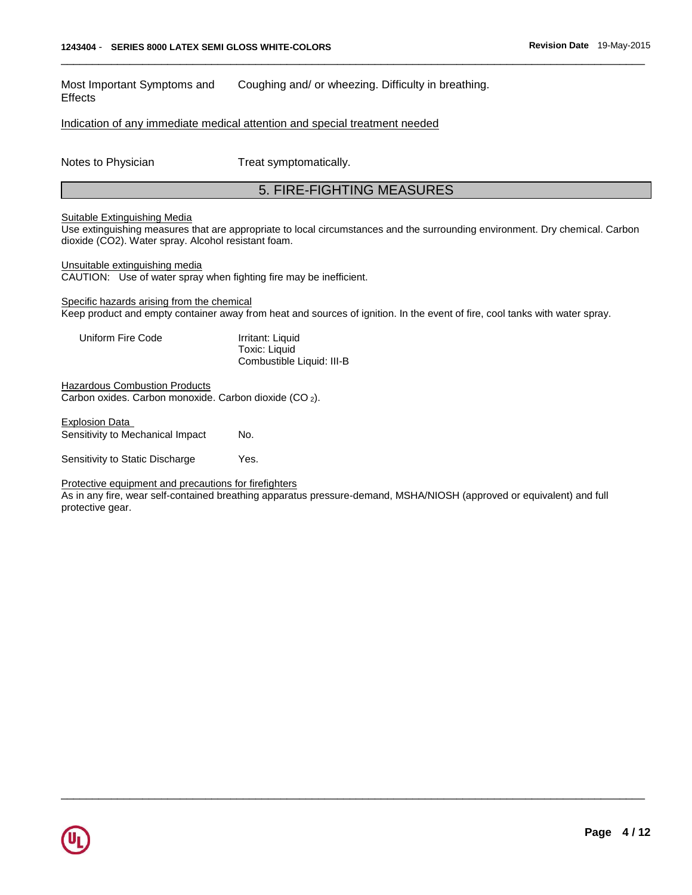Most Important Symptoms and Effects: Coughing and/ or wheezing. Difficulty in breathing.

Indication of any immediate medical attention and special treatment needed

Notes to Physician: Treat symptomatically.

## 5. FIRE-FIGHTING MEASURES

Suitable Extinguishing Media

Use extinguishing measures that are appropriate to local circumstances and the surrounding environment. Dry chemical. Carbon dioxide ($CO_2$). Water spray. Alcohol resistant foam.

Unsuitable extinguishing media

CAUTION: Use of water spray when fighting fire may be inefficient.

Specific hazards arising from the chemical

Keep product and empty container away from heat and sources of ignition. In the event of fire, cool tanks with water spray.

Uniform Fire Code: Irritant: Liquid
Toxic: Liquid
Combustible Liquid: III-B

Hazardous Combustion Products

Carbon oxides. Carbon monoxide. Carbon dioxide ($CO_2$).

Explosion Data

Sensitivity to Mechanical Impact: No.

Sensitivity to Static Discharge: Yes.

Protective equipment and precautions for firefighters

As in any fire, wear self-contained breathing apparatus pressure-demand, MSHA/NIOSH (approved or equivalent) and full protective gear.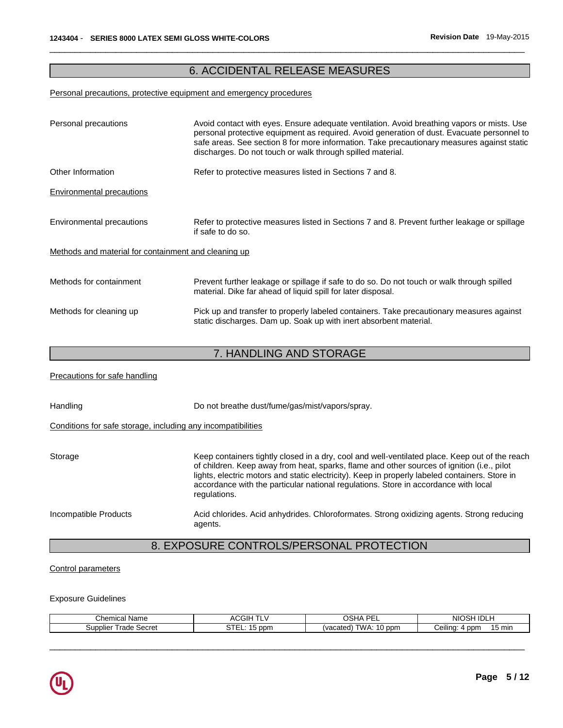## 6. ACCIDENTAL RELEASE MEASURES

Personal precautions, protective equipment and emergency procedures

| | |
|---|---|
| Personal precautions | Avoid contact with eyes. Ensure adequate ventilation. Avoid breathing vapors or mists. Use personal protective equipment as required. Avoid generation of dust. Evacuate personnel to safe areas. See section 8 for more information. Take precautionary measures against static discharges. Do not touch or walk through spilled material. |
| Other Information | Refer to protective measures listed in Sections 7 and 8. |

Environmental precautions

| | |
|---|---|
| Environmental precautions | Refer to protective measures listed in Sections 7 and 8. Prevent further leakage or spillage if safe to do so. |

Methods and material for containment and cleaning up

| | |
|---|---|
| Methods for containment | Prevent further leakage or spillage if safe to do so. Do not touch or walk through spilled material. Dike far ahead of liquid spill for later disposal. |
| Methods for cleaning up | Pick up and transfer to properly labeled containers. Take precautionary measures against static discharges. Dam up. Soak up with inert absorbent material. |

## 7. HANDLING AND STORAGE

Precautions for safe handling

| | |
|---|---|
| Handling | Do not breathe dust/fume/gas/mist/vapors/spray. |

Conditions for safe storage, including any incompatibilities

| | |
|---|---|
| Storage | Keep containers tightly closed in a dry, cool and well-ventilated place. Keep out of the reach of children. Keep away from heat, sparks, flame and other sources of ignition (i.e., pilot lights, electric motors and static electricity). Keep in properly labeled containers. Store in accordance with the particular national regulations. Store in accordance with local regulations. |
| Incompatible Products | Acid chlorides. Acid anhydrides. Chloroformates. Strong oxidizing agents. Strong reducing agents. |

## 8. EXPOSURE CONTROLS/PERSONAL PROTECTION

Control parameters

Exposure Guidelines

| Chemical Name | ACGIH TLV | OSHA PEL | NIOSH IDLH |
|---|---|---|---|
| Supplier Trade Secret | STEL: 15 ppm | (vacated) TWA: 10 ppm | Ceiling: 4 ppm 15 min |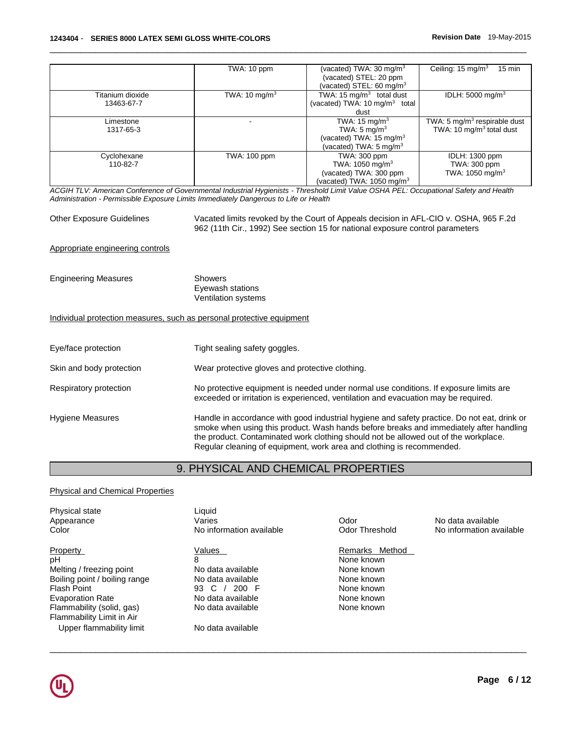| | TWA: 10 ppm | (vacated) TWA: 30 $mg/m^3$<br>(vacated) STEL: 20 ppm<br>(vacated) STEL: 60 $mg/m^3$ | Ceiling: 15 $mg/m^3$ 15 min |
|---|---|---|---|
| Titanium dioxide<br>13463-67-7 | TWA: 10 $mg/m^3$ | TWA: 15 $mg/m^3$ total dust<br>(vacated) TWA: 10 $mg/m^3$ total dust | IDLH: 5000 $mg/m^3$ |
| Limestone<br>1317-65-3 | - | TWA: 15 $mg/m^3$<br>TWA: 5 $mg/m^3$<br>(vacated) TWA: 15 $mg/m^3$<br>(vacated) TWA: 5 $mg/m^3$ | TWA: 5 $mg/m^3$ respirable dust<br>TWA: 10 $mg/m^3$ total dust |
| Cyclohexane<br>110-82-7 | TWA: 100 ppm | TWA: 300 ppm<br>TWA: 1050 $mg/m^3$<br>(vacated) TWA: 300 ppm<br>(vacated) TWA: 1050 $mg/m^3$ | IDLH: 1300 ppm<br>TWA: 300 ppm<br>TWA: 1050 $mg/m^3$ |

*ACGIH TLV: American Conference of Governmental Industrial Hygienists - Threshold Limit Value OSHA PEL: Occupational Safety and Health Administration - Permissible Exposure Limits Immediately Dangerous to Life or Health*

Other Exposure Guidelines — Vacated limits revoked by the Court of Appeals decision in AFL-CIO v. OSHA, 965 F.2d 962 (11th Cir., 1992) See section 15 for national exposure control parameters

Appropriate engineering controls

Engineering Measures — Showers
Eyewash stations
Ventilation systems

Individual protection measures, such as personal protective equipment

Eye/face protection — Tight sealing safety goggles.

Skin and body protection — Wear protective gloves and protective clothing.

Respiratory protection — No protective equipment is needed under normal use conditions. If exposure limits are exceeded or irritation is experienced, ventilation and evacuation may be required.

Hygiene Measures — Handle in accordance with good industrial hygiene and safety practice. Do not eat, drink or smoke when using this product. Wash hands before breaks and immediately after handling the product. Contaminated work clothing should not be allowed out of the workplace. Regular cleaning of equipment, work area and clothing is recommended.

## 9. PHYSICAL AND CHEMICAL PROPERTIES

Physical and Chemical Properties

| | | | |
|---|---|---|---|
| Physical state | Liquid | | |
| Appearance | Varies | Odor | No data available |
| Color | No information available | Odor Threshold | No information available |

| Property | Values | Remarks Method |
|---|---|---|
| pH | 8 | None known |
| Melting / freezing point | No data available | None known |
| Boiling point / boiling range | No data available | None known |
| Flash Point | 93 C / 200 F | None known |
| Evaporation Rate | No data available | None known |
| Flammability (solid, gas) | No data available | None known |
| Flammability Limit in Air | | |
| Upper flammability limit | No data available | |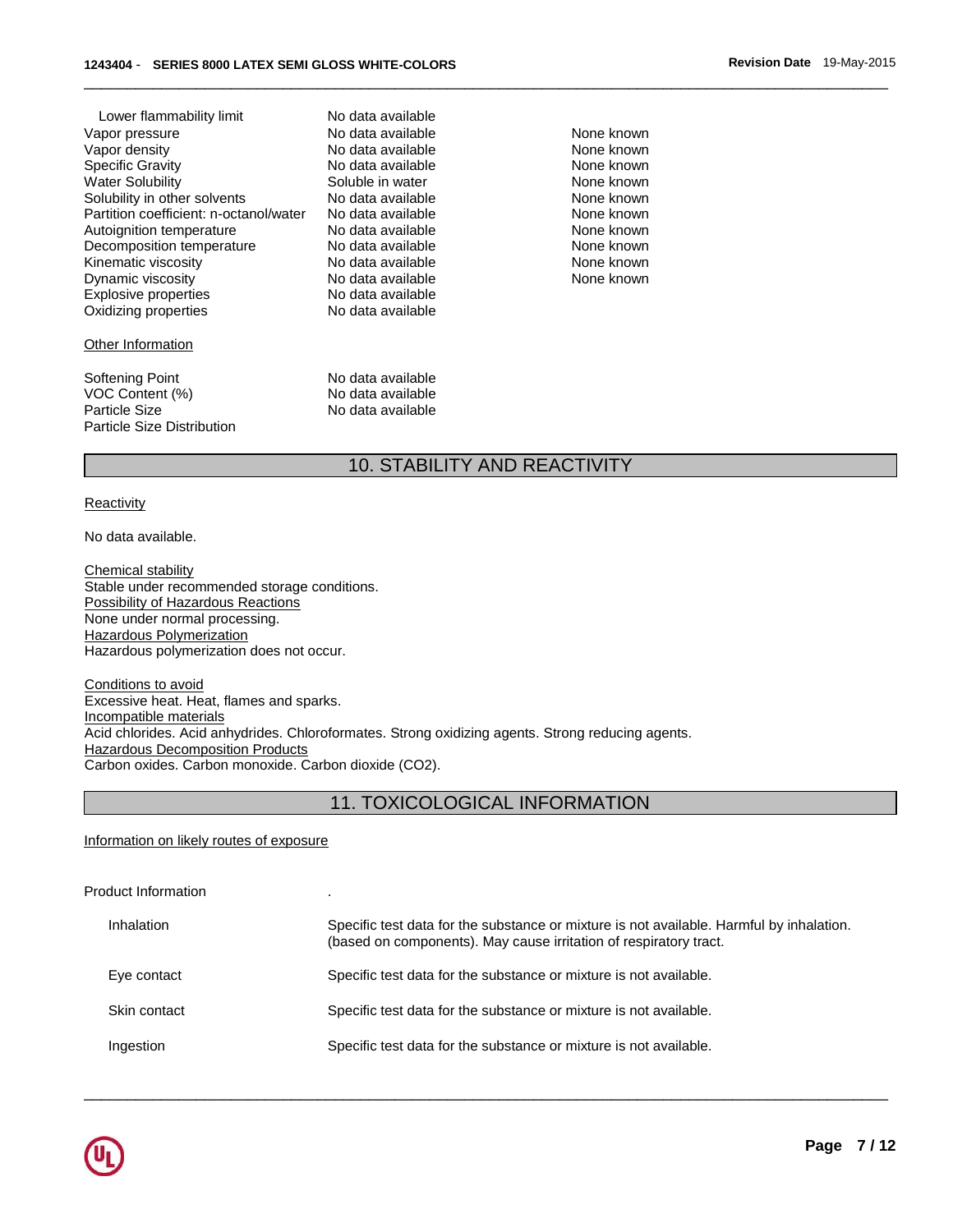| Property | Values | Remarks |
|---|---|---|
| Lower flammability limit | No data available | |
| Vapor pressure | No data available | None known |
| Vapor density | No data available | None known |
| Specific Gravity | No data available | None known |
| Water Solubility | Soluble in water | None known |
| Solubility in other solvents | No data available | None known |
| Partition coefficient: n-octanol/water | No data available | None known |
| Autoignition temperature | No data available | None known |
| Decomposition temperature | No data available | None known |
| Kinematic viscosity | No data available | None known |
| Dynamic viscosity | No data available | None known |
| Explosive properties | No data available | |
| Oxidizing properties | No data available | |

Other Information

| | |
|---|---|
| Softening Point | No data available |
| VOC Content (%) | No data available |
| Particle Size | No data available |
| Particle Size Distribution | |

## 10. STABILITY AND REACTIVITY

Reactivity

No data available.

Chemical stability
Stable under recommended storage conditions.
Possibility of Hazardous Reactions
None under normal processing.
Hazardous Polymerization
Hazardous polymerization does not occur.

Conditions to avoid
Excessive heat. Heat, flames and sparks.
Incompatible materials
Acid chlorides. Acid anhydrides. Chloroformates. Strong oxidizing agents. Strong reducing agents.
Hazardous Decomposition Products
Carbon oxides. Carbon monoxide. Carbon dioxide ($CO_2$).

## 11. TOXICOLOGICAL INFORMATION

Information on likely routes of exposure

| | |
|---|---|
| Product Information | . |
| Inhalation | Specific test data for the substance or mixture is not available. Harmful by inhalation. (based on components). May cause irritation of respiratory tract. |
| Eye contact | Specific test data for the substance or mixture is not available. |
| Skin contact | Specific test data for the substance or mixture is not available. |
| Ingestion | Specific test data for the substance or mixture is not available. |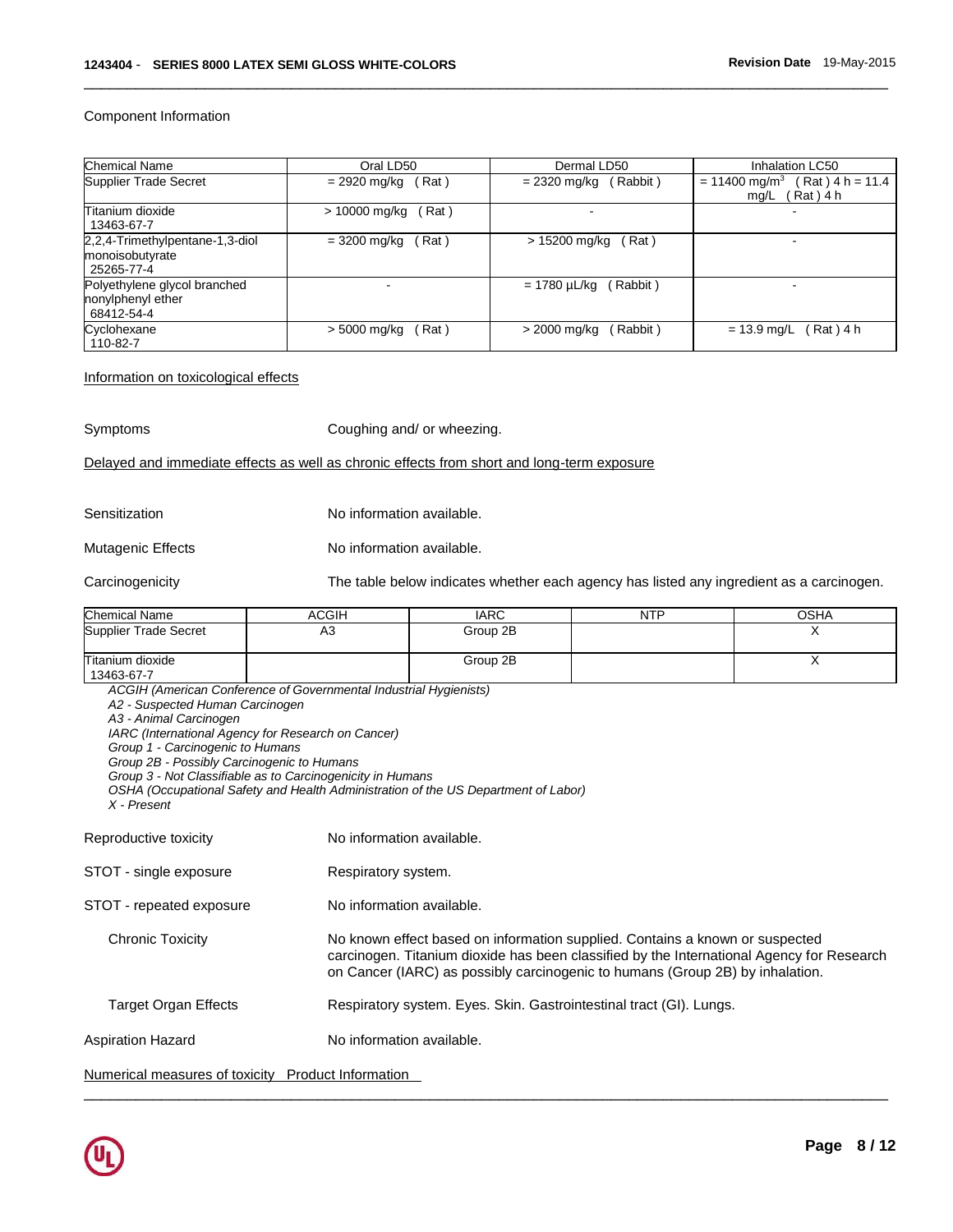Component Information

| Chemical Name | Oral LD50 | Dermal LD50 | Inhalation LC50 |
|---|---|---|---|
| Supplier Trade Secret | = 2920 mg/kg ( Rat ) | = 2320 mg/kg ( Rabbit ) | = 11400 $mg/m^3$ ( Rat ) 4 h = 11.4 mg/L ( Rat ) 4 h |
| Titanium dioxide 13463-67-7 | > 10000 mg/kg ( Rat ) | - | - |
| 2,2,4-Trimethylpentane-1,3-diol monoisobutyrate 25265-77-4 | = 3200 mg/kg ( Rat ) | > 15200 mg/kg ( Rat ) | - |
| Polyethylene glycol branched nonylphenyl ether 68412-54-4 | - | = 1780 µL/kg ( Rabbit ) | - |
| Cyclohexane 110-82-7 | > 5000 mg/kg ( Rat ) | > 2000 mg/kg ( Rabbit ) | = 13.9 mg/L ( Rat ) 4 h |

Information on toxicological effects

Symptoms: Coughing and/ or wheezing.

Delayed and immediate effects as well as chronic effects from short and long-term exposure

Sensitization: No information available.

Mutagenic Effects: No information available.

Carcinogenicity: The table below indicates whether each agency has listed any ingredient as a carcinogen.

| Chemical Name | ACGIH | IARC | NTP | OSHA |
|---|---|---|---|---|
| Supplier Trade Secret | A3 | Group 2B | | X |
| Titanium dioxide 13463-67-7 | | Group 2B | | X |

*ACGIH (American Conference of Governmental Industrial Hygienists)*
*A2 - Suspected Human Carcinogen*
*A3 - Animal Carcinogen*
*IARC (International Agency for Research on Cancer)*
*Group 1 - Carcinogenic to Humans*
*Group 2B - Possibly Carcinogenic to Humans*
*Group 3 - Not Classifiable as to Carcinogenicity in Humans*
*OSHA (Occupational Safety and Health Administration of the US Department of Labor)*
*X - Present*

Reproductive toxicity: No information available.

STOT - single exposure: Respiratory system.

STOT - repeated exposure: No information available.

Chronic Toxicity: No known effect based on information supplied. Contains a known or suspected carcinogen. Titanium dioxide has been classified by the International Agency for Research on Cancer (IARC) as possibly carcinogenic to humans (Group 2B) by inhalation.

Target Organ Effects: Respiratory system. Eyes. Skin. Gastrointestinal tract (GI). Lungs.

Aspiration Hazard: No information available.

Numerical measures of toxicity Product Information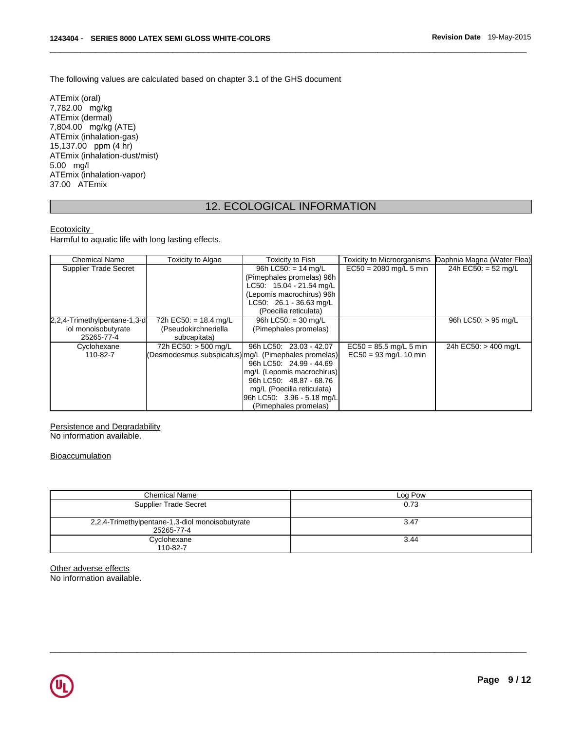The following values are calculated based on chapter 3.1 of the GHS document

ATEmix (oral)
7,782.00 mg/kg
ATEmix (dermal)
7,804.00 mg/kg (ATE)
ATEmix (inhalation-gas)
15,137.00 ppm (4 hr)
ATEmix (inhalation-dust/mist)
5.00 mg/l
ATEmix (inhalation-vapor)
37.00 ATEmix

## 12. ECOLOGICAL INFORMATION

Ecotoxicity
Harmful to aquatic life with long lasting effects.

| Chemical Name | Toxicity to Algae | Toxicity to Fish | Toxicity to Microorganisms | Daphnia Magna (Water Flea) |
|---|---|---|---|---|
| Supplier Trade Secret | | 96h LC50: = 14 mg/L (Pimephales promelas) 96h LC50: 15.04 - 21.54 mg/L (Lepomis macrochirus) 96h LC50: 26.1 - 36.63 mg/L (Poecilia reticulata) | EC50 = 2080 mg/L 5 min | 24h EC50: = 52 mg/L |
| 2,2,4-Trimethylpentane-1,3-diol monoisobutyrate 25265-77-4 | 72h EC50: = 18.4 mg/L (Pseudokirchneriella subcapitata) | 96h LC50: = 30 mg/L (Pimephales promelas) | | 96h LC50: > 95 mg/L |
| Cyclohexane 110-82-7 | 72h EC50: > 500 mg/L (Desmodesmus subspicatus) | 96h LC50: 23.03 - 42.07 mg/L (Pimephales promelas) 96h LC50: 24.99 - 44.69 mg/L (Lepomis macrochirus) 96h LC50: 48.87 - 68.76 mg/L (Poecilia reticulata) 96h LC50: 3.96 - 5.18 mg/L (Pimephales promelas) | EC50 = 85.5 mg/L 5 min EC50 = 93 mg/L 10 min | 24h EC50: > 400 mg/L |

Persistence and Degradability
No information available.

Bioaccumulation

| Chemical Name | Log Pow |
|---|---|
| Supplier Trade Secret | 0.73 |
| 2,2,4-Trimethylpentane-1,3-diol monoisobutyrate 25265-77-4 | 3.47 |
| Cyclohexane 110-82-7 | 3.44 |

Other adverse effects
No information available.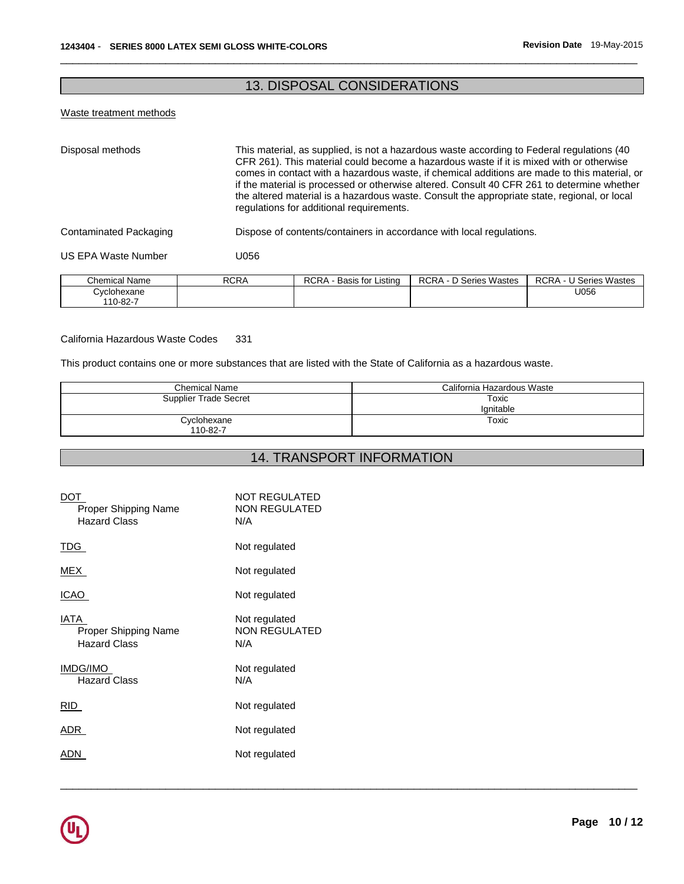## 13. DISPOSAL CONSIDERATIONS

Waste treatment methods

Disposal methods — This material, as supplied, is not a hazardous waste according to Federal regulations (40 CFR 261). This material could become a hazardous waste if it is mixed with or otherwise comes in contact with a hazardous waste, if chemical additions are made to this material, or if the material is processed or otherwise altered. Consult 40 CFR 261 to determine whether the altered material is a hazardous waste. Consult the appropriate state, regional, or local regulations for additional requirements.

Contaminated Packaging — Dispose of contents/containers in accordance with local regulations.

US EPA Waste Number — U056

| Chemical Name | RCRA | RCRA - Basis for Listing | RCRA - D Series Wastes | RCRA - U Series Wastes |
| --- | --- | --- | --- | --- |
| Cyclohexane 110-82-7 | | | | U056 |

California Hazardous Waste Codes — 331

This product contains one or more substances that are listed with the State of California as a hazardous waste.

| Chemical Name | California Hazardous Waste |
| --- | --- |
| Supplier Trade Secret | Toxic Ignitable |
| Cyclohexane 110-82-7 | Toxic |

## 14. TRANSPORT INFORMATION

**DOT** — NOT REGULATED
- Proper Shipping Name — NON REGULATED
- Hazard Class — N/A

**TDG** — Not regulated

**MEX** — Not regulated

**ICAO** — Not regulated

**IATA** — Not regulated
- Proper Shipping Name — NON REGULATED
- Hazard Class — N/A

**IMDG/IMO** — Not regulated
- Hazard Class — N/A

**RID** — Not regulated

**ADR** — Not regulated

**ADN** — Not regulated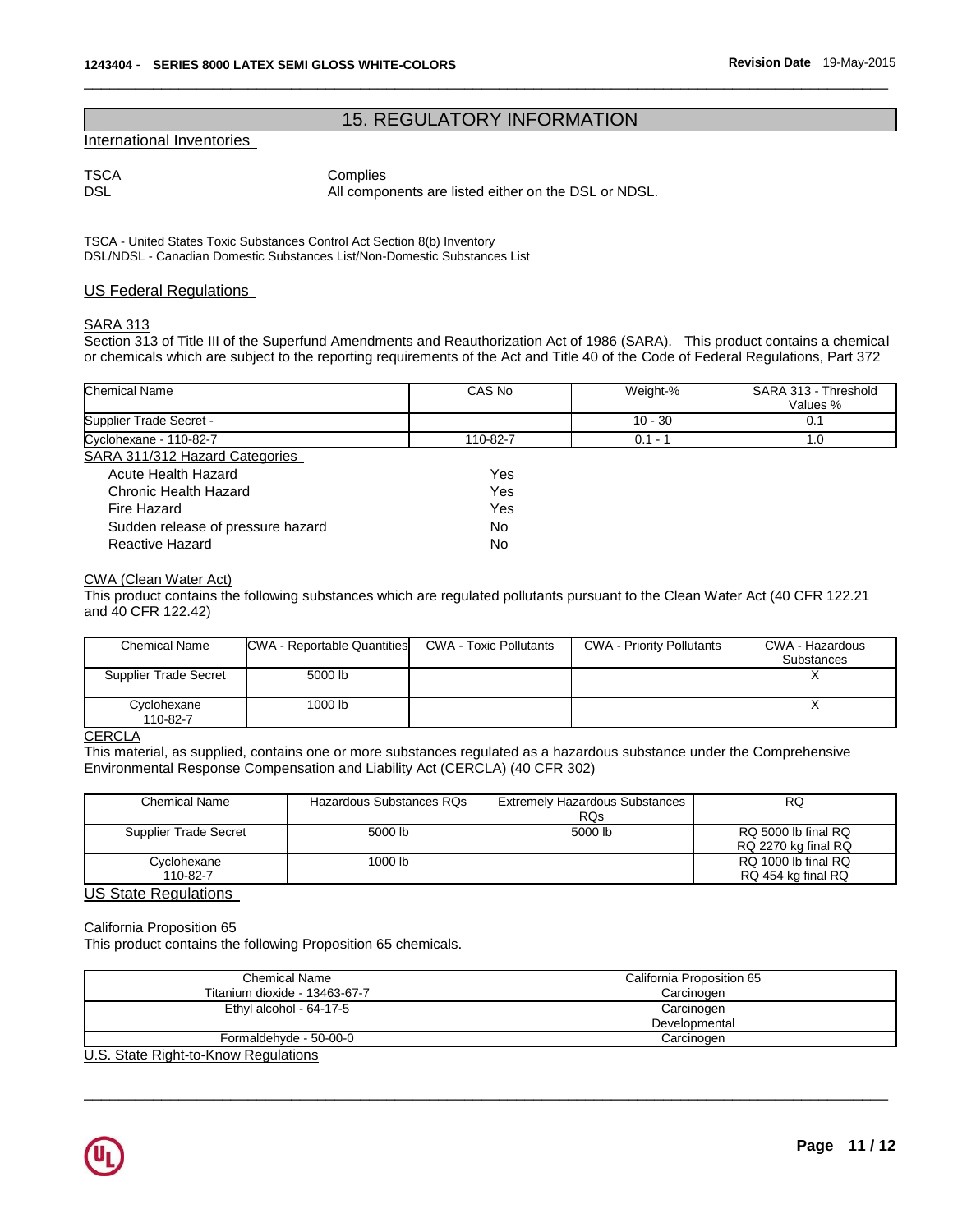## 15. REGULATORY INFORMATION

International Inventories

TSCA Complies
DSL All components are listed either on the DSL or NDSL.

TSCA - United States Toxic Substances Control Act Section 8(b) Inventory
DSL/NDSL - Canadian Domestic Substances List/Non-Domestic Substances List

### US Federal Regulations

#### SARA 313

Section 313 of Title III of the Superfund Amendments and Reauthorization Act of 1986 (SARA). This product contains a chemical or chemicals which are subject to the reporting requirements of the Act and Title 40 of the Code of Federal Regulations, Part 372

| Chemical Name | CAS No | Weight-% | SARA 313 - Threshold Values % |
|---|---|---|---|
| Supplier Trade Secret - | | 10 - 30 | 0.1 |
| Cyclohexane - 110-82-7 | 110-82-7 | 0.1 - 1 | 1.0 |

#### SARA 311/312 Hazard Categories

| | |
|---|---|
| Acute Health Hazard | Yes |
| Chronic Health Hazard | Yes |
| Fire Hazard | Yes |
| Sudden release of pressure hazard | No |
| Reactive Hazard | No |

#### CWA (Clean Water Act)

This product contains the following substances which are regulated pollutants pursuant to the Clean Water Act (40 CFR 122.21 and 40 CFR 122.42)

| Chemical Name | CWA - Reportable Quantities | CWA - Toxic Pollutants | CWA - Priority Pollutants | CWA - Hazardous Substances |
|---|---|---|---|---|
| Supplier Trade Secret | 5000 lb | | | X |
| Cyclohexane 110-82-7 | 1000 lb | | | X |

#### CERCLA

This material, as supplied, contains one or more substances regulated as a hazardous substance under the Comprehensive Environmental Response Compensation and Liability Act (CERCLA) (40 CFR 302)

| Chemical Name | Hazardous Substances RQs | Extremely Hazardous Substances RQs | RQ |
|---|---|---|---|
| Supplier Trade Secret | 5000 lb | 5000 lb | RQ 5000 lb final RQ<br>RQ 2270 kg final RQ |
| Cyclohexane 110-82-7 | 1000 lb | | RQ 1000 lb final RQ<br>RQ 454 kg final RQ |

### US State Regulations

#### California Proposition 65

This product contains the following Proposition 65 chemicals.

| Chemical Name | California Proposition 65 |
|---|---|
| Titanium dioxide - 13463-67-7 | Carcinogen |
| Ethyl alcohol - 64-17-5 | Carcinogen<br>Developmental |
| Formaldehyde - 50-00-0 | Carcinogen |

#### U.S. State Right-to-Know Regulations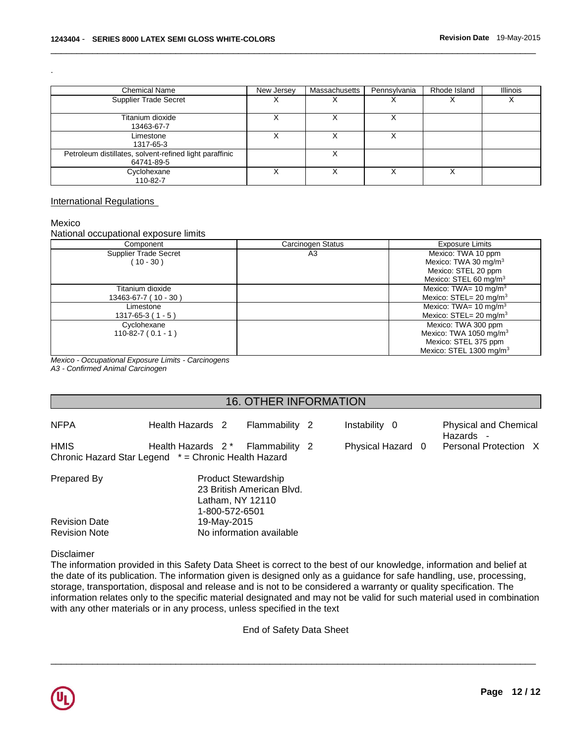| Chemical Name | New Jersey | Massachusetts | Pennsylvania | Rhode Island | Illinois |
|---|---|---|---|---|---|
| Supplier Trade Secret | X | X | X | X | X |
| Titanium dioxide 13463-67-7 | X | X | X | | |
| Limestone 1317-65-3 | X | X | X | | |
| Petroleum distillates, solvent-refined light paraffinic 64741-89-5 | | X | | | |
| Cyclohexane 110-82-7 | X | X | X | X | |

International Regulations

Mexico

National occupational exposure limits

| Component | Carcinogen Status | Exposure Limits |
|---|---|---|
| Supplier Trade Secret ( 10 - 30 ) | A3 | Mexico: TWA 10 ppm<br>Mexico: TWA 30 mg/m$^3$<br>Mexico: STEL 20 ppm<br>Mexico: STEL 60 mg/m$^3$ |
| Titanium dioxide 13463-67-7 ( 10 - 30 ) | | Mexico: TWA= 10 mg/m$^3$<br>Mexico: STEL= 20 mg/m$^3$ |
| Limestone 1317-65-3 ( 1 - 5 ) | | Mexico: TWA= 10 mg/m$^3$<br>Mexico: STEL= 20 mg/m$^3$ |
| Cyclohexane 110-82-7 ( 0.1 - 1 ) | | Mexico: TWA 300 ppm<br>Mexico: TWA 1050 mg/m$^3$<br>Mexico: STEL 375 ppm<br>Mexico: STEL 1300 mg/m$^3$ |

*Mexico - Occupational Exposure Limits - Carcinogens*
*A3 - Confirmed Animal Carcinogen*

## 16. OTHER INFORMATION

| | | | | |
|---|---|---|---|---|
| NFPA | Health Hazards 2 | Flammability 2 | Instability 0 | Physical and Chemical Hazards - |
| HMIS | Health Hazards 2 * | Flammability 2 | Physical Hazard 0 | Personal Protection X |

Chronic Hazard Star Legend * = Chronic Health Hazard

**Prepared By**
Product Stewardship
23 British American Blvd.
Latham, NY 12110
1-800-572-6501

**Revision Date** 19-May-2015

**Revision Note** No information available

Disclaimer

The information provided in this Safety Data Sheet is correct to the best of our knowledge, information and belief at the date of its publication. The information given is designed only as a guidance for safe handling, use, processing, storage, transportation, disposal and release and is not to be considered a warranty or quality specification. The information relates only to the specific material designated and may not be valid for such material used in combination with any other materials or in any process, unless specified in the text

End of Safety Data Sheet